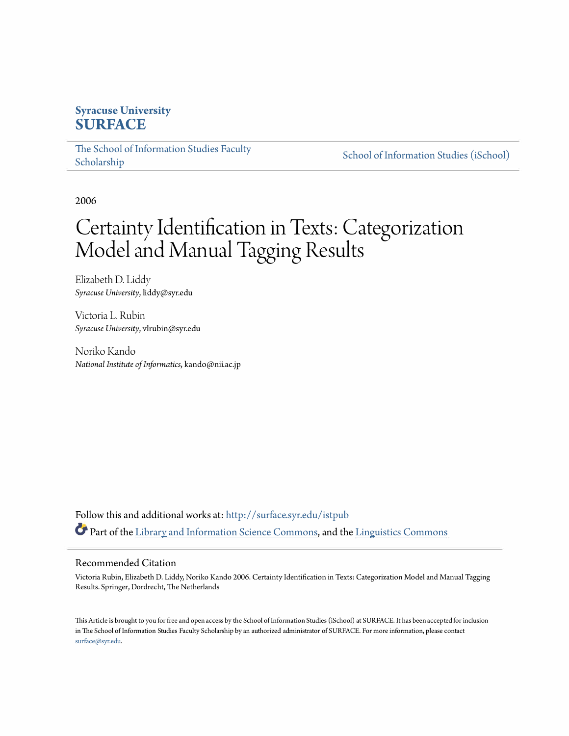**Syracuse University**
**SURFACE**

The School of Information Studies Faculty Scholarship

School of Information Studies (iSchool)

2006

# Certainty Identification in Texts: Categorization Model and Manual Tagging Results

Elizabeth D. Liddy
*Syracuse University*, liddy@syr.edu

Victoria L. Rubin
*Syracuse University*, vlrubin@syr.edu

Noriko Kando
*National Institute of Informatics*, kando@nii.ac.jp

Follow this and additional works at: http://surface.syr.edu/istpub

Part of the Library and Information Science Commons, and the Linguistics Commons

## Recommended Citation

Victoria Rubin, Elizabeth D. Liddy, Noriko Kando 2006. Certainty Identification in Texts: Categorization Model and Manual Tagging Results. Springer, Dordrecht, The Netherlands

This Article is brought to you for free and open access by the School of Information Studies (iSchool) at SURFACE. It has been accepted for inclusion in The School of Information Studies Faculty Scholarship by an authorized administrator of SURFACE. For more information, please contact surface@syr.edu.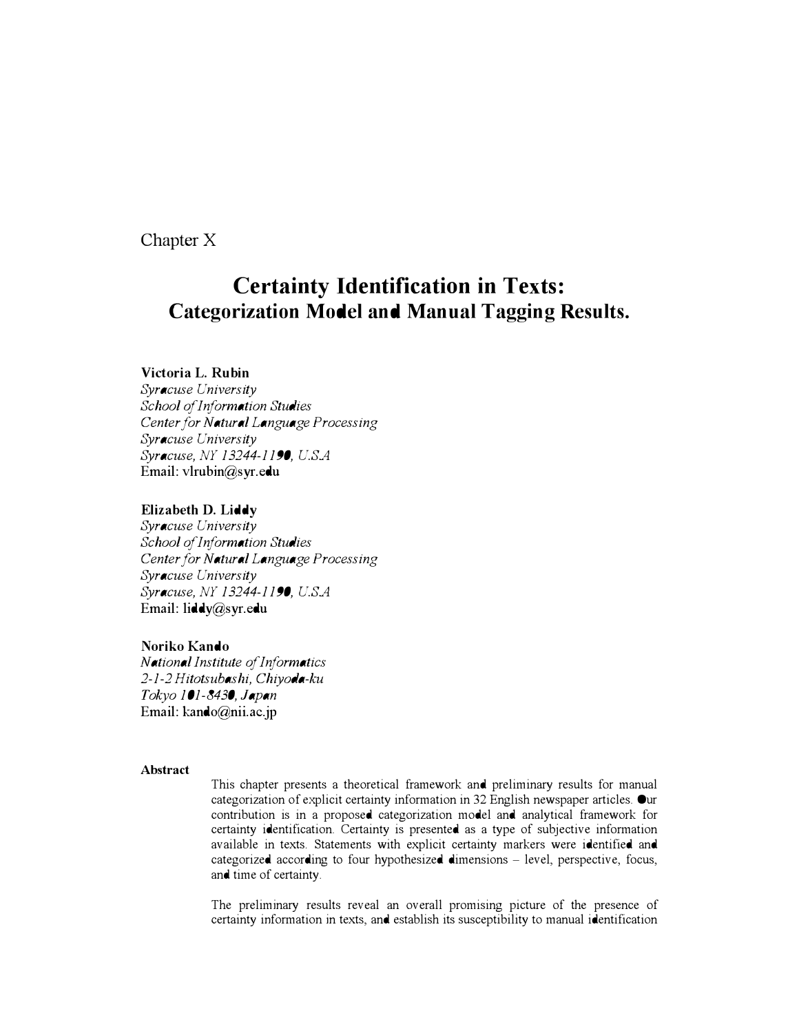Chapter X

# Certainty Identification in Texts: Categorization Model and Manual Tagging Results.

**Victoria L. Rubin**
*Syracuse University*
*School of Information Studies*
*Center for Natural Language Processing*
*Syracuse University*
*Syracuse, NY 13244-1190, U.S.A*
Email: vlrubin@syr.edu

**Elizabeth D. Liddy**
*Syracuse University*
*School of Information Studies*
*Center for Natural Language Processing*
*Syracuse University*
*Syracuse, NY 13244-1190, U.S.A*
Email: liddy@syr.edu

**Noriko Kando**
*National Institute of Informatics*
*2-1-2 Hitotsubashi, Chiyoda-ku*
*Tokyo 101-8430, Japan*
Email: kando@nii.ac.jp

**Abstract**

This chapter presents a theoretical framework and preliminary results for manual categorization of explicit certainty information in 32 English newspaper articles. Our contribution is in a proposed categorization model and analytical framework for certainty identification. Certainty is presented as a type of subjective information available in texts. Statements with explicit certainty markers were identified and categorized according to four hypothesized dimensions – level, perspective, focus, and time of certainty.

The preliminary results reveal an overall promising picture of the presence of certainty information in texts, and establish its susceptibility to manual identification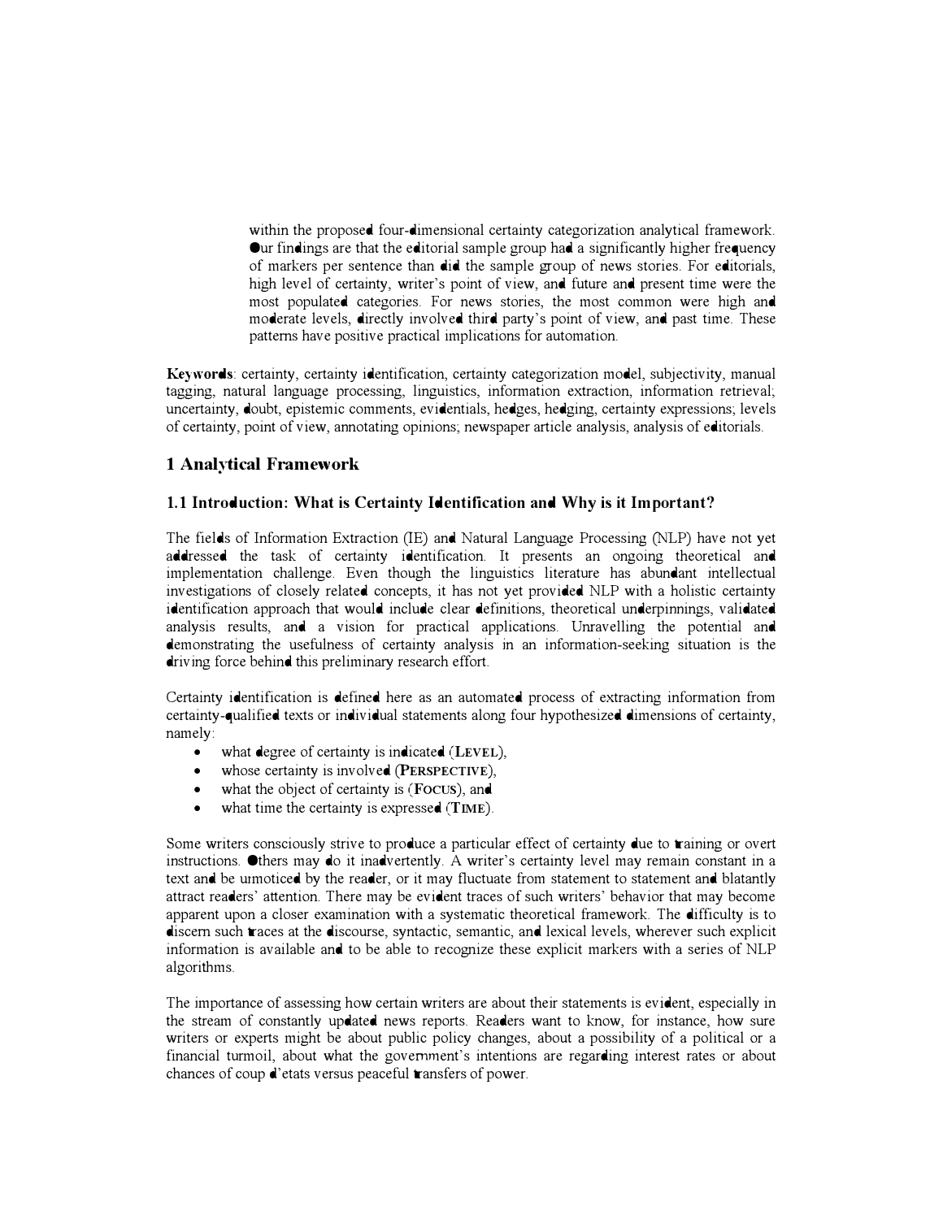within the proposed four-dimensional certainty categorization analytical framework. Our findings are that the editorial sample group had a significantly higher frequency of markers per sentence than did the sample group of news stories. For editorials, high level of certainty, writer's point of view, and future and present time were the most populated categories. For news stories, the most common were high and moderate levels, directly involved third party's point of view, and past time. These patterns have positive practical implications for automation.

**Keywords**: certainty, certainty identification, certainty categorization model, subjectivity, manual tagging, natural language processing, linguistics, information extraction, information retrieval; uncertainty, doubt, epistemic comments, evidentials, hedges, hedging, certainty expressions; levels of certainty, point of view, annotating opinions; newspaper article analysis, analysis of editorials.

## 1 Analytical Framework

### 1.1 Introduction: What is Certainty Identification and Why is it Important?

The fields of Information Extraction (IE) and Natural Language Processing (NLP) have not yet addressed the task of certainty identification. It presents an ongoing theoretical and implementation challenge. Even though the linguistics literature has abundant intellectual investigations of closely related concepts, it has not yet provided NLP with a holistic certainty identification approach that would include clear definitions, theoretical underpinnings, validated analysis results, and a vision for practical applications. Unravelling the potential and demonstrating the usefulness of certainty analysis in an information-seeking situation is the driving force behind this preliminary research effort.

Certainty identification is defined here as an automated process of extracting information from certainty-qualified texts or individual statements along four hypothesized dimensions of certainty, namely:

- what degree of certainty is indicated (**LEVEL**),
- whose certainty is involved (**PERSPECTIVE**),
- what the object of certainty is (**FOCUS**), and
- what time the certainty is expressed (**TIME**).

Some writers consciously strive to produce a particular effect of certainty due to training or overt instructions. Others may do it inadvertently. A writer's certainty level may remain constant in a text and be unnoticed by the reader, or it may fluctuate from statement to statement and blatantly attract readers' attention. There may be evident traces of such writers' behavior that may become apparent upon a closer examination with a systematic theoretical framework. The difficulty is to discern such traces at the discourse, syntactic, semantic, and lexical levels, wherever such explicit information is available and to be able to recognize these explicit markers with a series of NLP algorithms.

The importance of assessing how certain writers are about their statements is evident, especially in the stream of constantly updated news reports. Readers want to know, for instance, how sure writers or experts might be about public policy changes, about a possibility of a political or a financial turmoil, about what the government's intentions are regarding interest rates or about chances of coup d'etats versus peaceful transfers of power.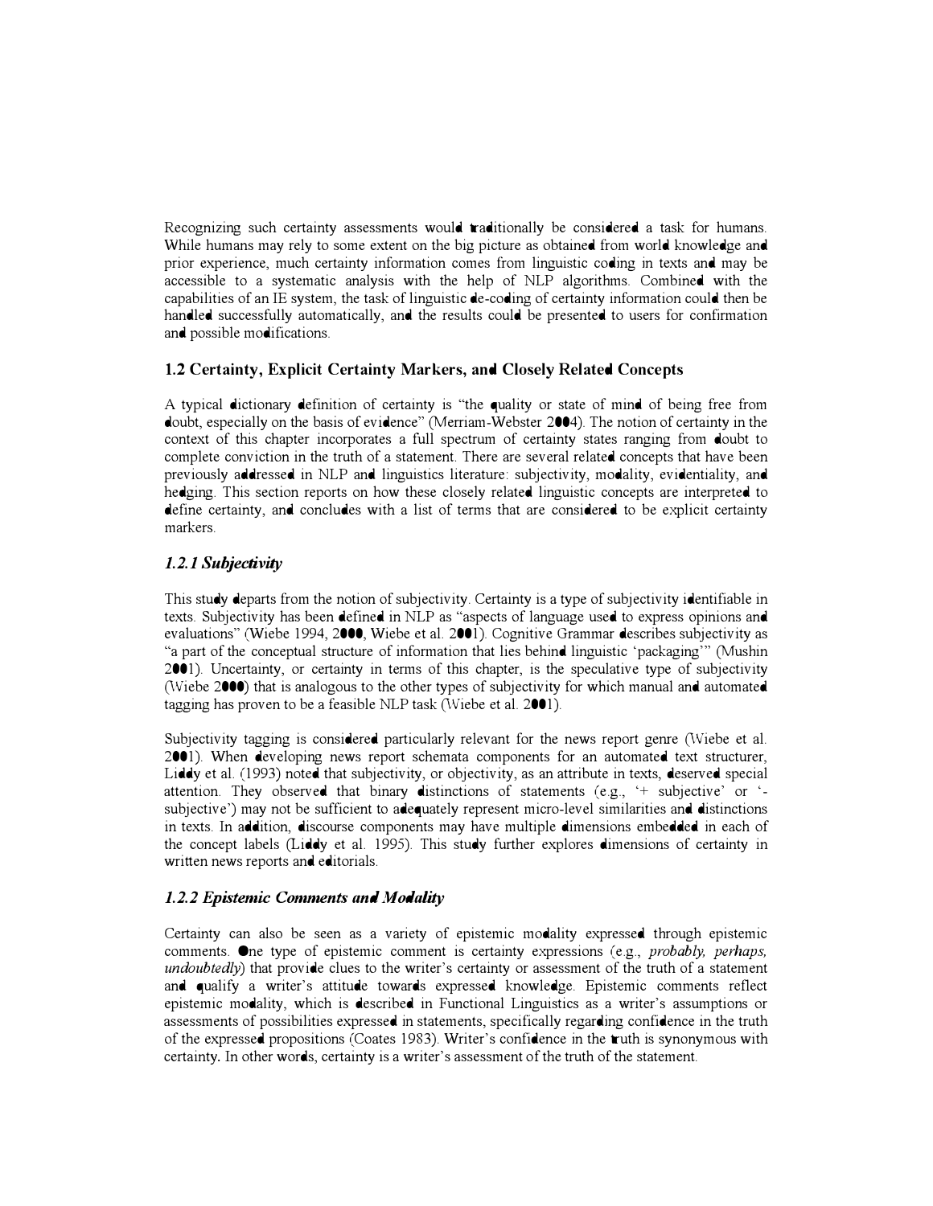Recognizing such certainty assessments would traditionally be considered a task for humans. While humans may rely to some extent on the big picture as obtained from world knowledge and prior experience, much certainty information comes from linguistic coding in texts and may be accessible to a systematic analysis with the help of NLP algorithms. Combined with the capabilities of an IE system, the task of linguistic de-coding of certainty information could then be handled successfully automatically, and the results could be presented to users for confirmation and possible modifications.

## 1.2 Certainty, Explicit Certainty Markers, and Closely Related Concepts

A typical dictionary definition of certainty is "the quality or state of mind of being free from doubt, especially on the basis of evidence" (Merriam-Webster 2004). The notion of certainty in the context of this chapter incorporates a full spectrum of certainty states ranging from doubt to complete conviction in the truth of a statement. There are several related concepts that have been previously addressed in NLP and linguistics literature: subjectivity, modality, evidentiality, and hedging. This section reports on how these closely related linguistic concepts are interpreted to define certainty, and concludes with a list of terms that are considered to be explicit certainty markers.

### *1.2.1 Subjectivity*

This study departs from the notion of subjectivity. Certainty is a type of subjectivity identifiable in texts. Subjectivity has been defined in NLP as "aspects of language used to express opinions and evaluations" (Wiebe 1994, 2000, Wiebe et al. 2001). Cognitive Grammar describes subjectivity as "a part of the conceptual structure of information that lies behind linguistic 'packaging'" (Mushin 2001). Uncertainty, or certainty in terms of this chapter, is the speculative type of subjectivity (Wiebe 2000) that is analogous to the other types of subjectivity for which manual and automated tagging has proven to be a feasible NLP task (Wiebe et al. 2001).

Subjectivity tagging is considered particularly relevant for the news report genre (Wiebe et al. 2001). When developing news report schemata components for an automated text structurer, Liddy et al. (1993) noted that subjectivity, or objectivity, as an attribute in texts, deserved special attention. They observed that binary distinctions of statements (e.g., '+ subjective' or '-subjective') may not be sufficient to adequately represent micro-level similarities and distinctions in texts. In addition, discourse components may have multiple dimensions embedded in each of the concept labels (Liddy et al. 1995). This study further explores dimensions of certainty in written news reports and editorials.

### *1.2.2 Epistemic Comments and Modality*

Certainty can also be seen as a variety of epistemic modality expressed through epistemic comments. One type of epistemic comment is certainty expressions (e.g., *probably, perhaps, undoubtedly*) that provide clues to the writer's certainty or assessment of the truth of a statement and qualify a writer's attitude towards expressed knowledge. Epistemic comments reflect epistemic modality, which is described in Functional Linguistics as a writer's assumptions or assessments of possibilities expressed in statements, specifically regarding confidence in the truth of the expressed propositions (Coates 1983). Writer's confidence in the truth is synonymous with certainty. In other words, certainty is a writer's assessment of the truth of the statement.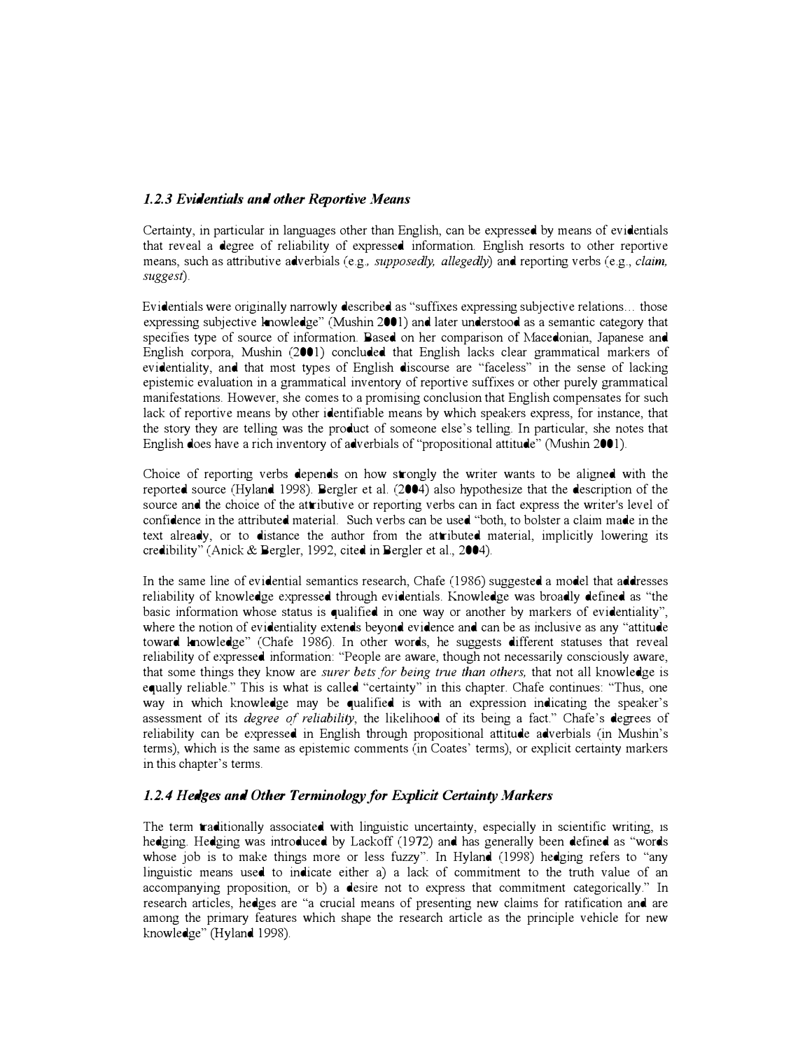### *1.2.3 Evidentials and other Reportive Means*

Certainty, in particular in languages other than English, can be expressed by means of evidentials that reveal a degree of reliability of expressed information. English resorts to other reportive means, such as attributive adverbials (e.g., *supposedly, allegedly*) and reporting verbs (e.g., *claim, suggest*).

Evidentials were originally narrowly described as "suffixes expressing subjective relations… those expressing subjective knowledge" (Mushin 2001) and later understood as a semantic category that specifies type of source of information. Based on her comparison of Macedonian, Japanese and English corpora, Mushin (2001) concluded that English lacks clear grammatical markers of evidentiality, and that most types of English discourse are "faceless" in the sense of lacking epistemic evaluation in a grammatical inventory of reportive suffixes or other purely grammatical manifestations. However, she comes to a promising conclusion that English compensates for such lack of reportive means by other identifiable means by which speakers express, for instance, that the story they are telling was the product of someone else's telling. In particular, she notes that English does have a rich inventory of adverbials of "propositional attitude" (Mushin 2001).

Choice of reporting verbs depends on how strongly the writer wants to be aligned with the reported source (Hyland 1998). Bergler et al. (2004) also hypothesize that the description of the source and the choice of the attributive or reporting verbs can in fact express the writer's level of confidence in the attributed material. Such verbs can be used "both, to bolster a claim made in the text already, or to distance the author from the attributed material, implicitly lowering its credibility" (Anick & Bergler, 1992, cited in Bergler et al., 2004).

In the same line of evidential semantics research, Chafe (1986) suggested a model that addresses reliability of knowledge expressed through evidentials. Knowledge was broadly defined as "the basic information whose status is qualified in one way or another by markers of evidentiality", where the notion of evidentiality extends beyond evidence and can be as inclusive as any "attitude toward knowledge" (Chafe 1986). In other words, he suggests different statuses that reveal reliability of expressed information: "People are aware, though not necessarily consciously aware, that some things they know are *surer bets for being true than others,* that not all knowledge is equally reliable." This is what is called "certainty" in this chapter. Chafe continues: "Thus, one way in which knowledge may be qualified is with an expression indicating the speaker's assessment of its *degree of reliability*, the likelihood of its being a fact." Chafe's degrees of reliability can be expressed in English through propositional attitude adverbials (in Mushin's terms), which is the same as epistemic comments (in Coates' terms), or explicit certainty markers in this chapter's terms.

### *1.2.4 Hedges and Other Terminology for Explicit Certainty Markers*

The term traditionally associated with linguistic uncertainty, especially in scientific writing, is hedging. Hedging was introduced by Lackoff (1972) and has generally been defined as "words whose job is to make things more or less fuzzy". In Hyland (1998) hedging refers to "any linguistic means used to indicate either a) a lack of commitment to the truth value of an accompanying proposition, or b) a desire not to express that commitment categorically." In research articles, hedges are "a crucial means of presenting new claims for ratification and are among the primary features which shape the research article as the principle vehicle for new knowledge" (Hyland 1998).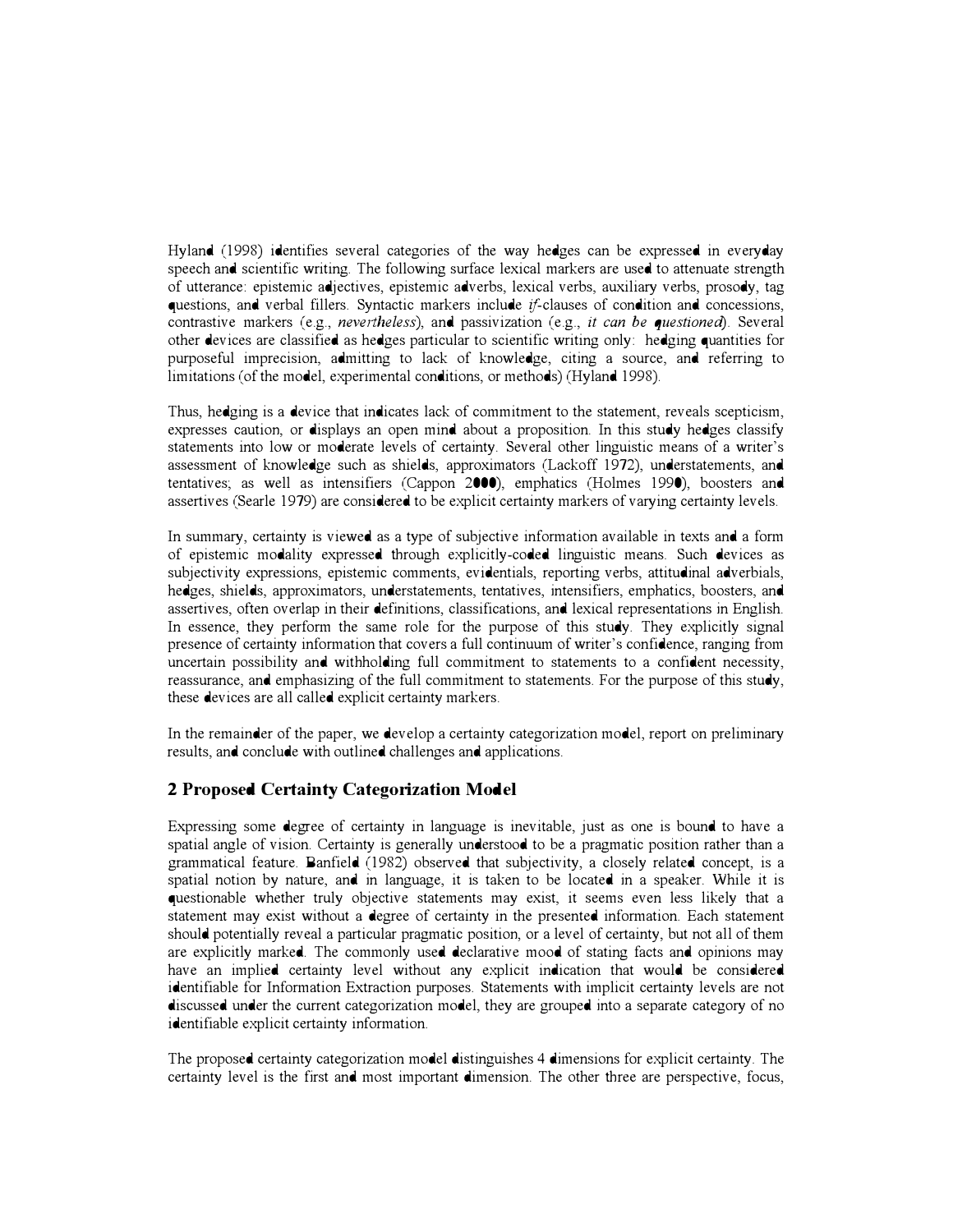Hyland (1998) identifies several categories of the way hedges can be expressed in everyday speech and scientific writing. The following surface lexical markers are used to attenuate strength of utterance: epistemic adjectives, epistemic adverbs, lexical verbs, auxiliary verbs, prosody, tag questions, and verbal fillers. Syntactic markers include *if*-clauses of condition and concessions, contrastive markers (e.g., *nevertheless*), and passivization (e.g., *it can be questioned*). Several other devices are classified as hedges particular to scientific writing only: hedging quantities for purposeful imprecision, admitting to lack of knowledge, citing a source, and referring to limitations (of the model, experimental conditions, or methods) (Hyland 1998).

Thus, hedging is a device that indicates lack of commitment to the statement, reveals scepticism, expresses caution, or displays an open mind about a proposition. In this study hedges classify statements into low or moderate levels of certainty. Several other linguistic means of a writer's assessment of knowledge such as shields, approximators (Lackoff 1972), understatements, and tentatives; as well as intensifiers (Cappon 2000), emphatics (Holmes 1990), boosters and assertives (Searle 1979) are considered to be explicit certainty markers of varying certainty levels.

In summary, certainty is viewed as a type of subjective information available in texts and a form of epistemic modality expressed through explicitly-coded linguistic means. Such devices as subjectivity expressions, epistemic comments, evidentials, reporting verbs, attitudinal adverbials, hedges, shields, approximators, understatements, tentatives, intensifiers, emphatics, boosters, and assertives, often overlap in their definitions, classifications, and lexical representations in English. In essence, they perform the same role for the purpose of this study. They explicitly signal presence of certainty information that covers a full continuum of writer's confidence, ranging from uncertain possibility and withholding full commitment to statements to a confident necessity, reassurance, and emphasizing of the full commitment to statements. For the purpose of this study, these devices are all called explicit certainty markers.

In the remainder of the paper, we develop a certainty categorization model, report on preliminary results, and conclude with outlined challenges and applications.

## 2 Proposed Certainty Categorization Model

Expressing some degree of certainty in language is inevitable, just as one is bound to have a spatial angle of vision. Certainty is generally understood to be a pragmatic position rather than a grammatical feature. Banfield (1982) observed that subjectivity, a closely related concept, is a spatial notion by nature, and in language, it is taken to be located in a speaker. While it is questionable whether truly objective statements may exist, it seems even less likely that a statement may exist without a degree of certainty in the presented information. Each statement should potentially reveal a particular pragmatic position, or a level of certainty, but not all of them are explicitly marked. The commonly used declarative mood of stating facts and opinions may have an implied certainty level without any explicit indication that would be considered identifiable for Information Extraction purposes. Statements with implicit certainty levels are not discussed under the current categorization model, they are grouped into a separate category of no identifiable explicit certainty information.

The proposed certainty categorization model distinguishes 4 dimensions for explicit certainty. The certainty level is the first and most important dimension. The other three are perspective, focus,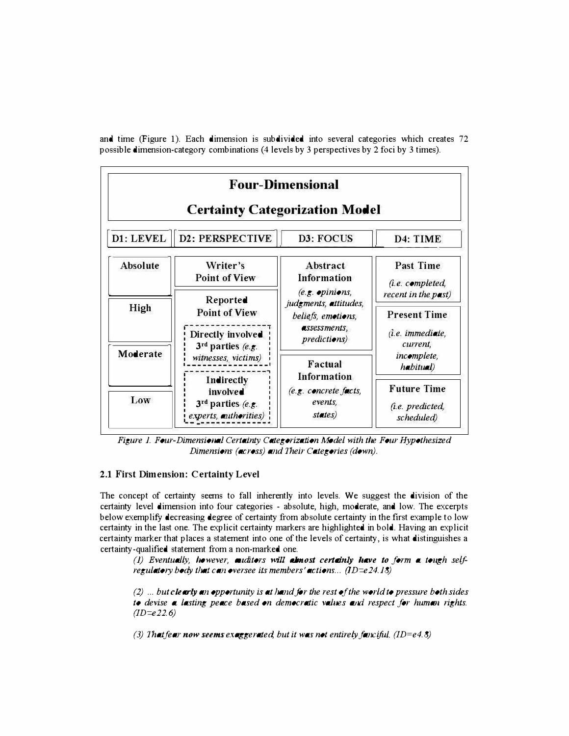and time (Figure 1). Each dimension is subdivided into several categories which creates 72 possible dimension-category combinations (4 levels by 3 perspectives by 2 foci by 3 times).

**Four-Dimensional Certainty Categorization Model**

| D1: LEVEL | D2: PERSPECTIVE | D3: FOCUS | D4: TIME |
|---|---|---|---|
| Absolute | Writer's Point of View | Abstract Information (*e.g. opinions, judgments, attitudes, beliefs, emotions, assessments, predictions*) | Past Time (*i.e. completed, recent in the past*) |
| High | Reported Point of View: Directly involved 3rd parties (*e.g. witnesses, victims*) | | Present Time (*i.e. immediate, current, incomplete, habitual*) |
| Moderate | Reported Point of View: Indirectly involved 3rd parties (*e.g. experts, authorities*) | Factual Information (*e.g. concrete facts, events, states*) | |
| Low | | | Future Time (*i.e. predicted, scheduled*) |

*Figure 1. Four-Dimensional Certainty Categorization Model with the Four Hypothesized Dimensions (across) and Their Categories (down).*

### 2.1 First Dimension: Certainty Level

The concept of certainty seems to fall inherently into levels. We suggest the division of the certainty level dimension into four categories - absolute, high, moderate, and low. The excerpts below exemplify decreasing degree of certainty from absolute certainty in the first example to low certainty in the last one. The explicit certainty markers are highlighted in bold. Having an explicit certainty marker that places a statement into one of the levels of certainty, is what distinguishes a certainty-qualified statement from a non-marked one.

> (1) *Eventually, however, auditors* ***will almost certainly have to*** *form a tough self-regulatory body that can oversee its members' actions... (ID=e24.18)*
>
> (2) *... but* ***clearly*** *an opportunity is at hand for the rest of the world to pressure both sides to devise a lasting peace based on democratic values and respect for human rights. (ID=e22.6)*
>
> (3) *That fear* ***now seems*** *exaggerated, but it was not entirely fanciful. (ID=e4.8)*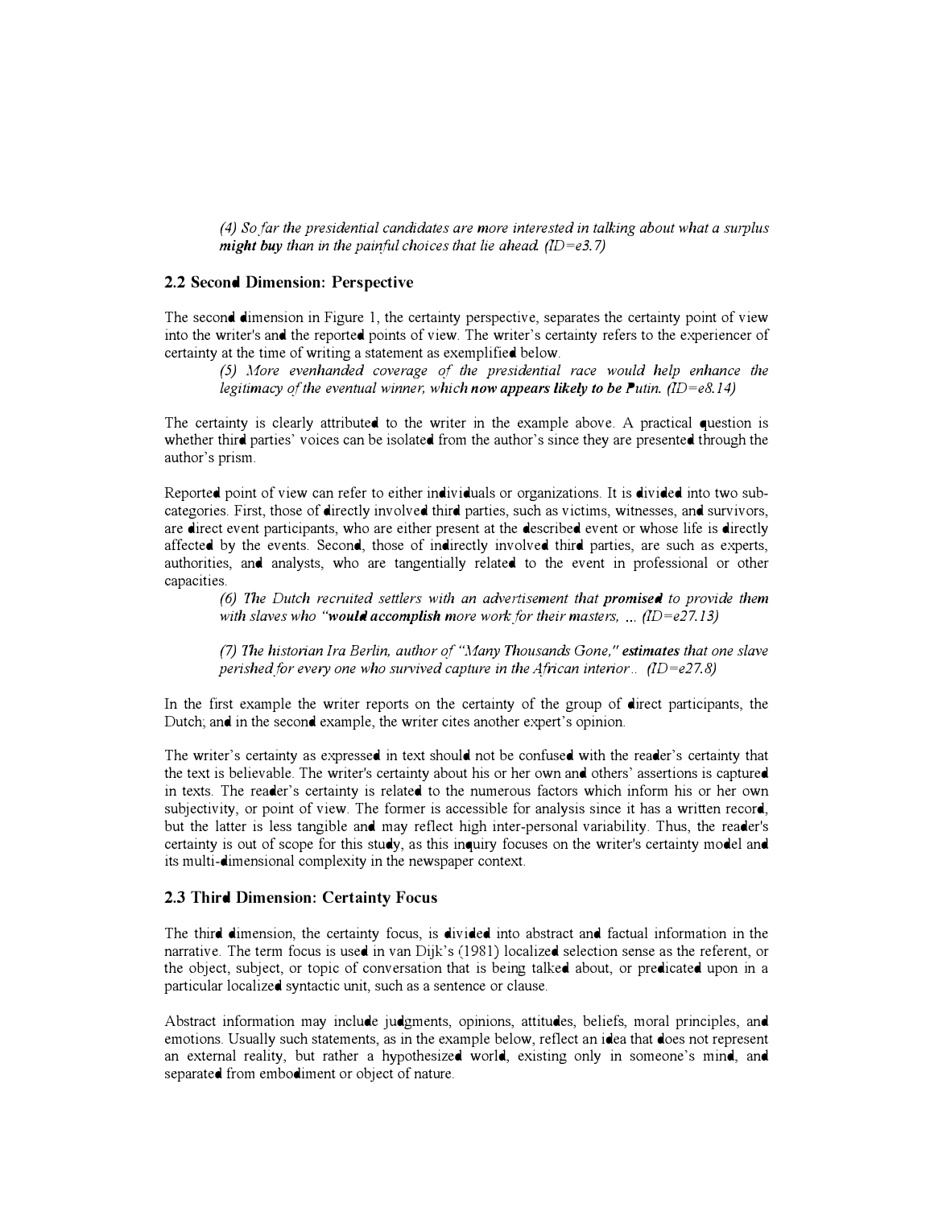*(4) So far the presidential candidates are more interested in talking about what a surplus* ***might buy*** *than in the painful choices that lie ahead. (ID=e3.7)*

## 2.2 Second Dimension: Perspective

The second dimension in Figure 1, the certainty perspective, separates the certainty point of view into the writer's and the reported points of view. The writer's certainty refers to the experiencer of certainty at the time of writing a statement as exemplified below.

> *(5) More evenhanded coverage of the presidential race would help enhance the legitimacy of the eventual winner, which* ***now appears likely to be*** *Putin. (ID=e8.14)*

The certainty is clearly attributed to the writer in the example above. A practical question is whether third parties' voices can be isolated from the author's since they are presented through the author's prism.

Reported point of view can refer to either individuals or organizations. It is divided into two sub-categories. First, those of directly involved third parties, such as victims, witnesses, and survivors, are direct event participants, who are either present at the described event or whose life is directly affected by the events. Second, those of indirectly involved third parties, are such as experts, authorities, and analysts, who are tangentially related to the event in professional or other capacities.

> *(6) The Dutch recruited settlers with an advertisement that* ***promised*** *to provide them with slaves who "****would accomplish*** *more work for their masters, ... (ID=e27.13)*
>
> *(7) The historian Ira Berlin, author of "Many Thousands Gone," **estimates** that one slave perished for every one who survived capture in the African interior.. (ID=e27.8)*

In the first example the writer reports on the certainty of the group of direct participants, the Dutch; and in the second example, the writer cites another expert's opinion.

The writer's certainty as expressed in text should not be confused with the reader's certainty that the text is believable. The writer's certainty about his or her own and others' assertions is captured in texts. The reader's certainty is related to the numerous factors which inform his or her own subjectivity, or point of view. The former is accessible for analysis since it has a written record, but the latter is less tangible and may reflect high inter-personal variability. Thus, the reader's certainty is out of scope for this study, as this inquiry focuses on the writer's certainty model and its multi-dimensional complexity in the newspaper context.

## 2.3 Third Dimension: Certainty Focus

The third dimension, the certainty focus, is divided into abstract and factual information in the narrative. The term focus is used in van Dijk's (1981) localized selection sense as the referent, or the object, subject, or topic of conversation that is being talked about, or predicated upon in a particular localized syntactic unit, such as a sentence or clause.

Abstract information may include judgments, opinions, attitudes, beliefs, moral principles, and emotions. Usually such statements, as in the example below, reflect an idea that does not represent an external reality, but rather a hypothesized world, existing only in someone's mind, and separated from embodiment or object of nature.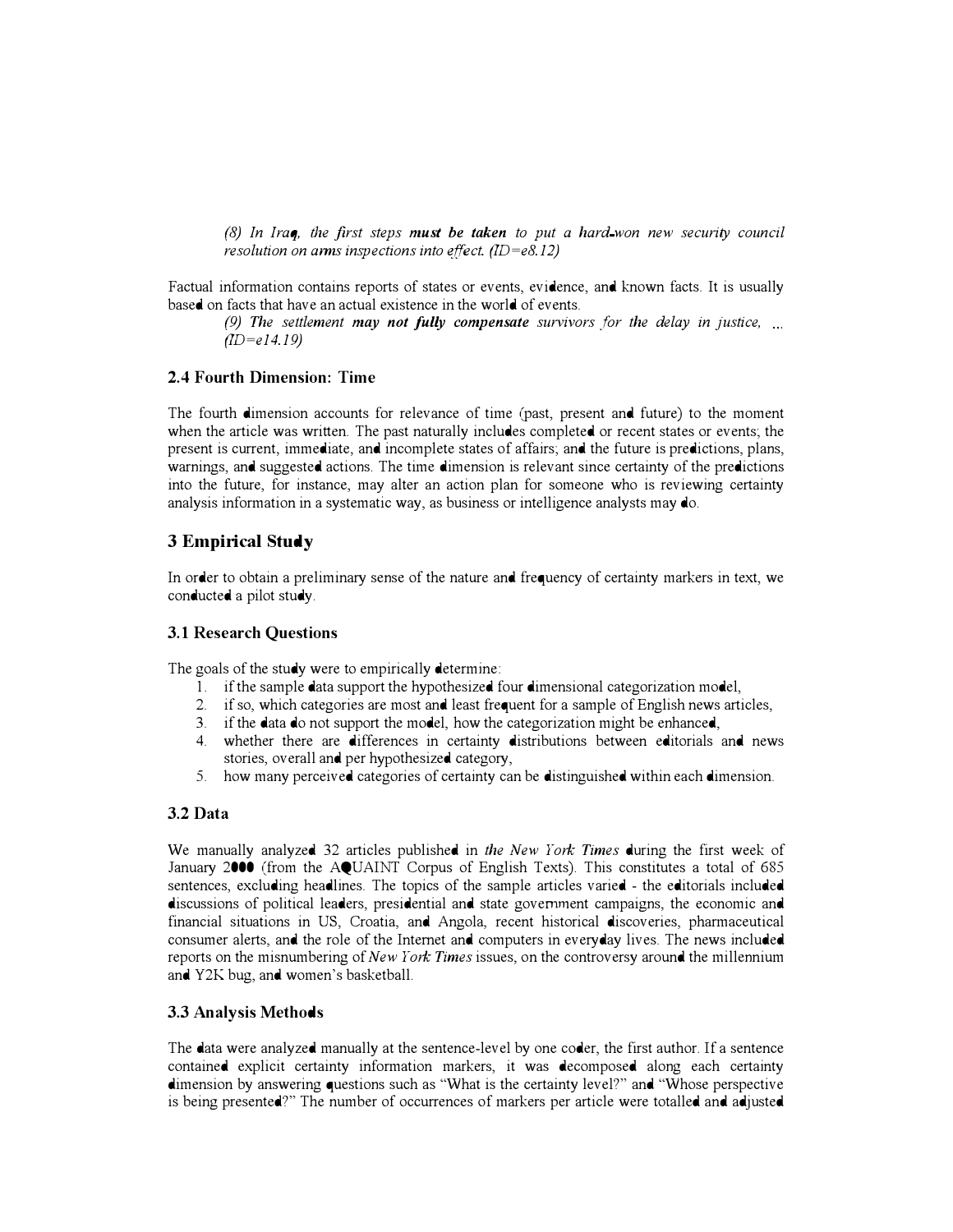*(8) In Iraq, the first steps* ***must be taken*** *to put a hard-won new security council resolution on arms inspections into effect. (ID=e8.12)*

Factual information contains reports of states or events, evidence, and known facts. It is usually based on facts that have an actual existence in the world of events.

*(9) The settlement* ***may not fully compensate*** *survivors for the delay in justice, ... (ID=e14.19)*

### 2.4 Fourth Dimension: Time

The fourth dimension accounts for relevance of time (past, present and future) to the moment when the article was written. The past naturally includes completed or recent states or events; the present is current, immediate, and incomplete states of affairs; and the future is predictions, plans, warnings, and suggested actions. The time dimension is relevant since certainty of the predictions into the future, for instance, may alter an action plan for someone who is reviewing certainty analysis information in a systematic way, as business or intelligence analysts may do.

## 3 Empirical Study

In order to obtain a preliminary sense of the nature and frequency of certainty markers in text, we conducted a pilot study.

### 3.1 Research Questions

The goals of the study were to empirically determine:

1. if the sample data support the hypothesized four dimensional categorization model,
2. if so, which categories are most and least frequent for a sample of English news articles,
3. if the data do not support the model, how the categorization might be enhanced,
4. whether there are differences in certainty distributions between editorials and news stories, overall and per hypothesized category,
5. how many perceived categories of certainty can be distinguished within each dimension.

### 3.2 Data

We manually analyzed 32 articles published in *the New York Times* during the first week of January 2000 (from the AQUAINT Corpus of English Texts). This constitutes a total of 685 sentences, excluding headlines. The topics of the sample articles varied - the editorials included discussions of political leaders, presidential and state government campaigns, the economic and financial situations in US, Croatia, and Angola, recent historical discoveries, pharmaceutical consumer alerts, and the role of the Internet and computers in everyday lives. The news included reports on the misnumbering of *New York Times* issues, on the controversy around the millennium and Y2K bug, and women's basketball.

### 3.3 Analysis Methods

The data were analyzed manually at the sentence-level by one coder, the first author. If a sentence contained explicit certainty information markers, it was decomposed along each certainty dimension by answering questions such as "What is the certainty level?" and "Whose perspective is being presented?" The number of occurrences of markers per article were totalled and adjusted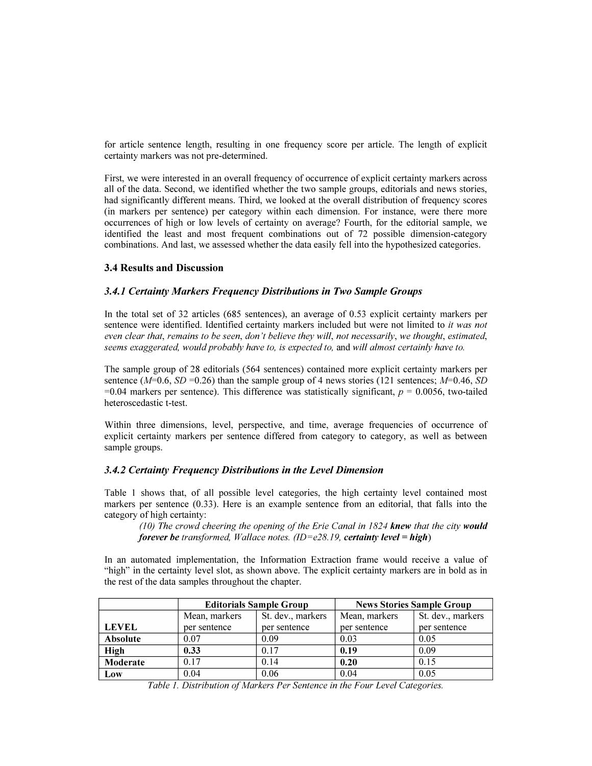for article sentence length, resulting in one frequency score per article. The length of explicit certainty markers was not pre-determined.

First, we were interested in an overall frequency of occurrence of explicit certainty markers across all of the data. Second, we identified whether the two sample groups, editorials and news stories, had significantly different means. Third, we looked at the overall distribution of frequency scores (in markers per sentence) per category within each dimension. For instance, were there more occurrences of high or low levels of certainty on average? Fourth, for the editorial sample, we identified the least and most frequent combinations out of 72 possible dimension-category combinations. And last, we assessed whether the data easily fell into the hypothesized categories.

### 3.4 Results and Discussion

### *3.4.1 Certainty Markers Frequency Distributions in Two Sample Groups*

In the total set of 32 articles (685 sentences), an average of 0.53 explicit certainty markers per sentence were identified. Identified certainty markers included but were not limited to *it was not even clear that*, *remains to be seen*, *don't believe they will*, *not necessarily*, *we thought*, *estimated*, *seems exaggerated, would probably have to*, *is expected to,* and *will almost certainly have to.*

The sample group of 28 editorials (564 sentences) contained more explicit certainty markers per sentence ($M$=0.6, $SD$ =0.26) than the sample group of 4 news stories (121 sentences; $M$=0.46, $SD$ =0.04 markers per sentence). This difference was statistically significant, $p$ = 0.0056, two-tailed heteroscedastic t-test.

Within three dimensions, level, perspective, and time, average frequencies of occurrence of explicit certainty markers per sentence differed from category to category, as well as between sample groups.

### *3.4.2 Certainty Frequency Distributions in the Level Dimension*

Table 1 shows that, of all possible level categories, the high certainty level contained most markers per sentence (0.33). Here is an example sentence from an editorial, that falls into the category of high certainty:

> *(10) The crowd cheering the opening of the Erie Canal in 1824* ***knew*** *that the city* ***would forever be*** *transformed, Wallace notes. (ID=e28.19,* ***certainty level = high****)*

In an automated implementation, the Information Extraction frame would receive a value of "high" in the certainty level slot, as shown above. The explicit certainty markers are in bold as in the rest of the data samples throughout the chapter.

| | **Editorials Sample Group** | | **News Stories Sample Group** | |
|---|---|---|---|---|
| **LEVEL** | Mean, markers per sentence | St. dev., markers per sentence | Mean, markers per sentence | St. dev., markers per sentence |
| **Absolute** | 0.07 | 0.09 | 0.03 | 0.05 |
| **High** | **0.33** | 0.17 | **0.19** | 0.09 |
| **Moderate** | 0.17 | 0.14 | **0.20** | 0.15 |
| **Low** | 0.04 | 0.06 | 0.04 | 0.05 |

*Table 1. Distribution of Markers Per Sentence in the Four Level Categories.*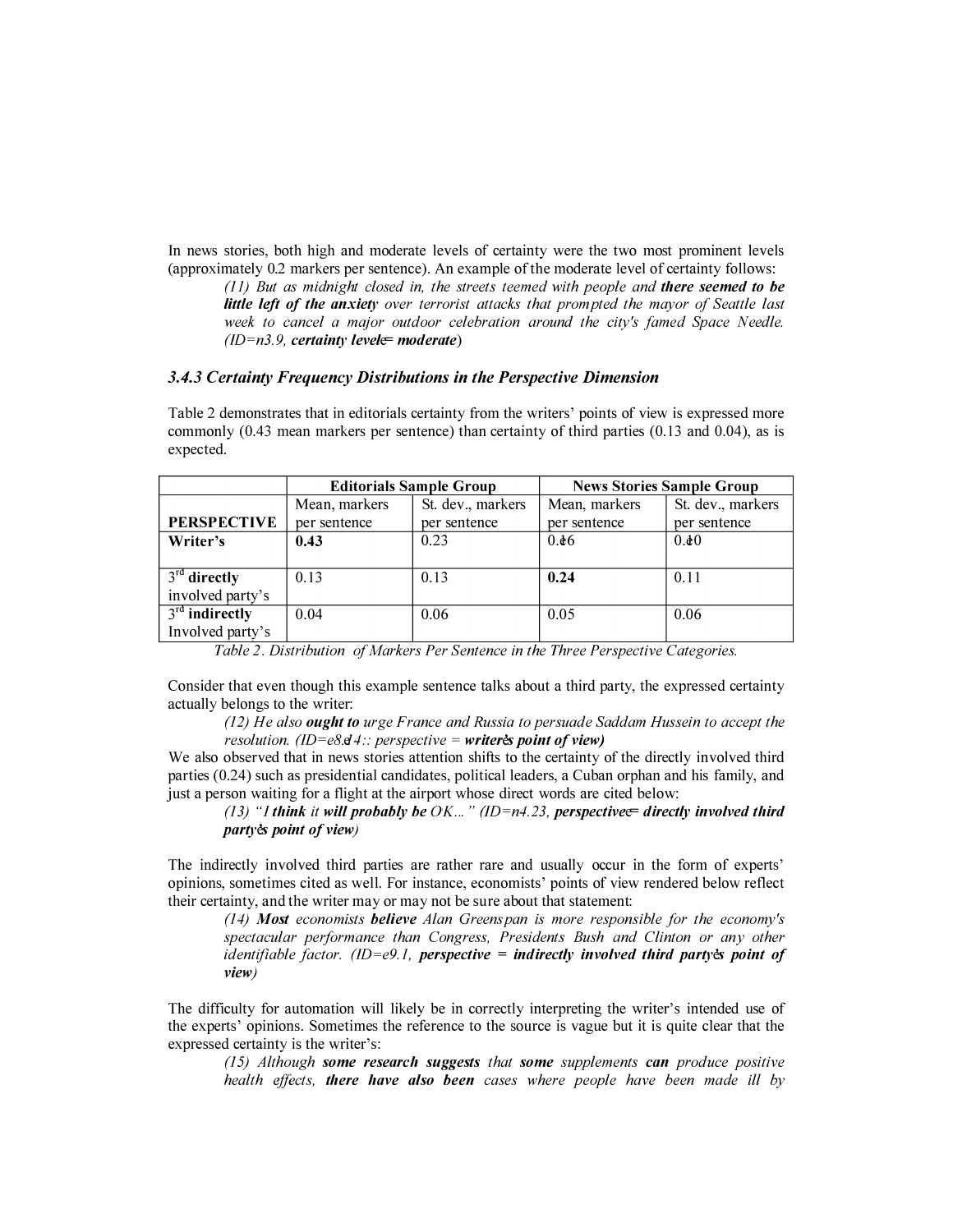In news stories, both high and moderate levels of certainty were the two most prominent levels (approximately 0.2 markers per sentence). An example of the moderate level of certainty follows:

> *(11) But as midnight closed in, the streets teemed with people and* ***there seemed to be little left of the anxiety*** *over terrorist attacks that prompted the mayor of Seattle last week to cancel a major outdoor celebration around the city's famed Space Needle. (ID=n3.9,* ***certainty level = moderate****)*

### 3.4.3 Certainty Frequency Distributions in the Perspective Dimension

Table 2 demonstrates that in editorials certainty from the writers' points of view is expressed more commonly (0.43 mean markers per sentence) than certainty of third parties (0.13 and 0.04), as is expected.

| | Editorials Sample Group | | News Stories Sample Group | |
|---|---|---|---|---|
| **PERSPECTIVE** | Mean, markers per sentence | St. dev., markers per sentence | Mean, markers per sentence | St. dev., markers per sentence |
| **Writer's** | **0.43** | 0.23 | 0.16 | 0.10 |
| 3rd **directly** involved party's | 0.13 | 0.13 | **0.24** | 0.11 |
| 3rd **indirectly** Involved party's | 0.04 | 0.06 | 0.05 | 0.06 |

*Table 2. Distribution of Markers Per Sentence in the Three Perspective Categories.*

Consider that even though this example sentence talks about a third party, the expressed certainty actually belongs to the writer:

> *(12) He also* ***ought to*** *urge France and Russia to persuade Saddam Hussein to accept the resolution. (ID=e8.4:: perspective =* ***writer's point of view****)*

We also observed that in news stories attention shifts to the certainty of the directly involved third parties (0.24) such as presidential candidates, political leaders, a Cuban orphan and his family, and just a person waiting for a flight at the airport whose direct words are cited below:

> *(13) "I* ***think*** *it* ***will probably be*** *OK..." (ID=n4.23,* ***perspective = directly involved third party's point of view****)*

The indirectly involved third parties are rather rare and usually occur in the form of experts' opinions, sometimes cited as well. For instance, economists' points of view rendered below reflect their certainty, and the writer may or may not be sure about that statement:

> *(14)* ***Most*** *economists* ***believe*** *Alan Greenspan is more responsible for the economy's spectacular performance than Congress, Presidents Bush and Clinton or any other identifiable factor. (ID=e9.1,* ***perspective = indirectly involved third party's point of view****)*

The difficulty for automation will likely be in correctly interpreting the writer's intended use of the experts' opinions. Sometimes the reference to the source is vague but it is quite clear that the expressed certainty is the writer's:

> *(15) Although* ***some research suggests*** *that* ***some*** *supplements* ***can*** *produce positive health effects,* ***there have also been*** *cases where people have been made ill by*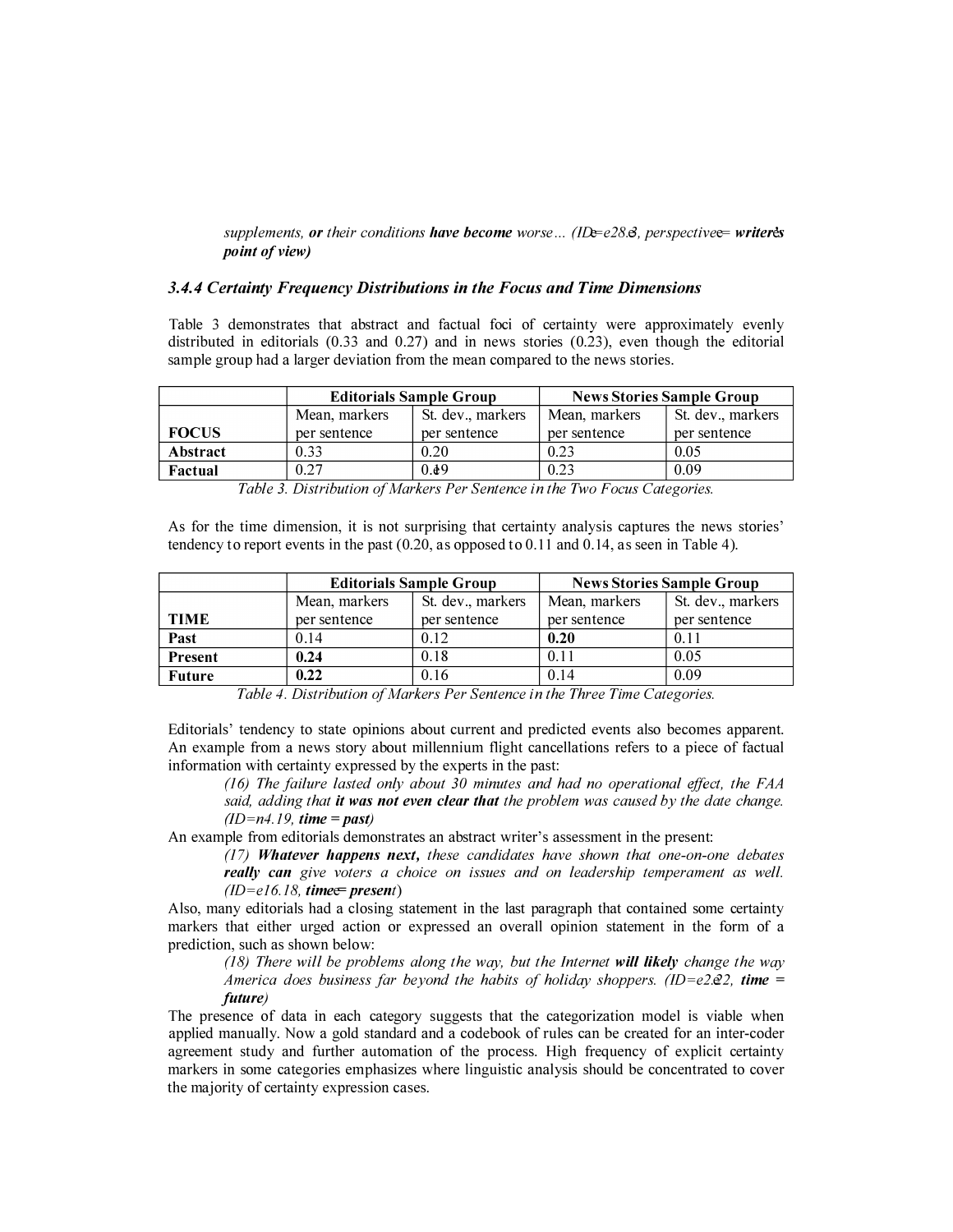*supplements,* ***or*** *their conditions* ***have become*** *worse… (ID=e28.3, perspective=* ***writer's point of view)***

### *3.4.4 Certainty Frequency Distributions in the Focus and Time Dimensions*

Table 3 demonstrates that abstract and factual foci of certainty were approximately evenly distributed in editorials (0.33 and 0.27) and in news stories (0.23), even though the editorial sample group had a larger deviation from the mean compared to the news stories.

| | **Editorials Sample Group** | | **News Stories Sample Group** | |
|---|---|---|---|---|
| **FOCUS** | Mean, markers per sentence | St. dev., markers per sentence | Mean, markers per sentence | St. dev., markers per sentence |
| **Abstract** | 0.33 | 0.20 | 0.23 | 0.05 |
| **Factual** | 0.27 | 0.19 | 0.23 | 0.09 |

*Table 3. Distribution of Markers Per Sentence in the Two Focus Categories.*

As for the time dimension, it is not surprising that certainty analysis captures the news stories' tendency to report events in the past (0.20, as opposed to 0.11 and 0.14, as seen in Table 4).

| | **Editorials Sample Group** | | **News Stories Sample Group** | |
|---|---|---|---|---|
| **TIME** | Mean, markers per sentence | St. dev., markers per sentence | Mean, markers per sentence | St. dev., markers per sentence |
| **Past** | 0.14 | 0.12 | **0.20** | 0.11 |
| **Present** | **0.24** | 0.18 | 0.11 | 0.05 |
| **Future** | **0.22** | 0.16 | 0.14 | 0.09 |

*Table 4. Distribution of Markers Per Sentence in the Three Time Categories.*

Editorials' tendency to state opinions about current and predicted events also becomes apparent. An example from a news story about millennium flight cancellations refers to a piece of factual information with certainty expressed by the experts in the past:

> *(16) The failure lasted only about 30 minutes and had no operational effect, the FAA said, adding that* ***it was not even clear that*** *the problem was caused by the date change. (ID=n4.19,* ***time = past)***

An example from editorials demonstrates an abstract writer's assessment in the present:

> *(17)* ***Whatever happens next,*** *these candidates have shown that one-on-one debates* ***really can*** *give voters a choice on issues and on leadership temperament as well. (ID=e16.18,* ***time= present****)*

Also, many editorials had a closing statement in the last paragraph that contained some certainty markers that either urged action or expressed an overall opinion statement in the form of a prediction, such as shown below:

> *(18) There will be problems along the way, but the Internet* ***will likely*** *change the way America does business far beyond the habits of holiday shoppers. (ID=e2.22,* ***time = future)***

The presence of data in each category suggests that the categorization model is viable when applied manually. Now a gold standard and a codebook of rules can be created for an inter-coder agreement study and further automation of the process. High frequency of explicit certainty markers in some categories emphasizes where linguistic analysis should be concentrated to cover the majority of certainty expression cases.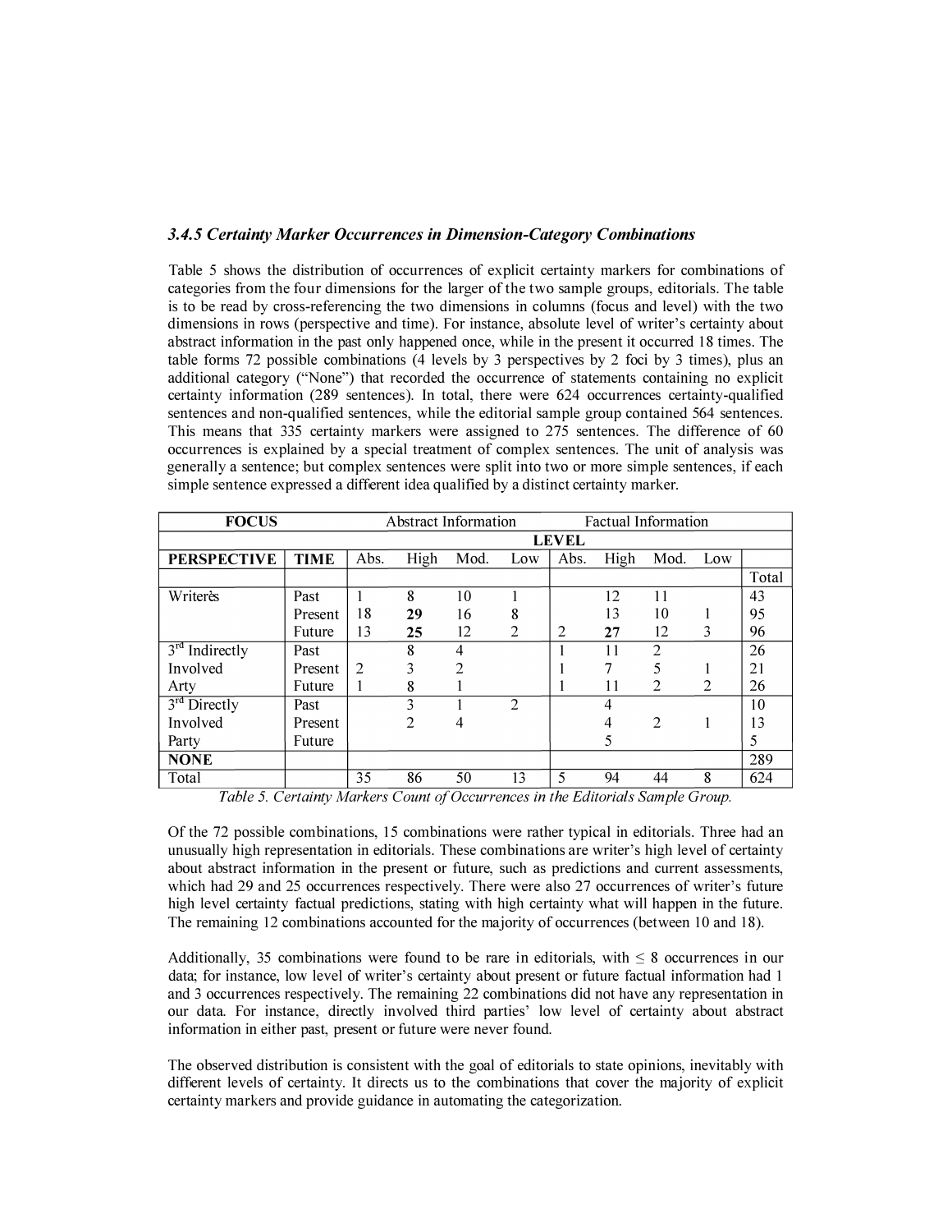### *3.4.5 Certainty Marker Occurrences in Dimension-Category Combinations*

Table 5 shows the distribution of occurrences of explicit certainty markers for combinations of categories from the four dimensions for the larger of the two sample groups, editorials. The table is to be read by cross-referencing the two dimensions in columns (focus and level) with the two dimensions in rows (perspective and time). For instance, absolute level of writer's certainty about abstract information in the past only happened once, while in the present it occurred 18 times. The table forms 72 possible combinations (4 levels by 3 perspectives by 2 foci by 3 times), plus an additional category ("None") that recorded the occurrence of statements containing no explicit certainty information (289 sentences). In total, there were 624 occurrences certainty-qualified sentences and non-qualified sentences, while the editorial sample group contained 564 sentences. This means that 335 certainty markers were assigned to 275 sentences. The difference of 60 occurrences is explained by a special treatment of complex sentences. The unit of analysis was generally a sentence; but complex sentences were split into two or more simple sentences, if each simple sentence expressed a different idea qualified by a distinct certainty marker.

| **FOCUS** | | Abstract Information | | | | Factual Information | | | | |
|---|---|---|---|---|---|---|---|---|---|---|
| | | **LEVEL** | | | | | | | | |
| **PERSPECTIVE** | **TIME** | Abs. | High | Mod. | Low | Abs. | High | Mod. | Low | |
| | | | | | | | | | | Total |
| Writer's | Past | 1 | 8 | 10 | 1 | | 12 | 11 | | 43 |
| | Present | 18 | **29** | 16 | 8 | | 13 | 10 | 1 | 95 |
| | Future | 13 | **25** | 12 | 2 | 2 | **27** | 12 | 3 | 96 |
| 3rd Indirectly | Past | | 8 | 4 | | 1 | 11 | 2 | | 26 |
| Involved | Present | 2 | 3 | 2 | | 1 | 7 | 5 | 1 | 21 |
| Arty | Future | 1 | 8 | 1 | | 1 | 11 | 2 | 2 | 26 |
| 3rd Directly | Past | | 3 | 1 | 2 | | 4 | | | 10 |
| Involved | Present | | 2 | 4 | | | 4 | 2 | 1 | 13 |
| Party | Future | | | | | | 5 | | | 5 |
| **NONE** | | | | | | | | | | 289 |
| Total | | 35 | 86 | 50 | 13 | 5 | 94 | 44 | 8 | 624 |

*Table 5. Certainty Markers Count of Occurrences in the Editorials Sample Group.*

Of the 72 possible combinations, 15 combinations were rather typical in editorials. Three had an unusually high representation in editorials. These combinations are writer's high level of certainty about abstract information in the present or future, such as predictions and current assessments, which had 29 and 25 occurrences respectively. There were also 27 occurrences of writer's future high level certainty factual predictions, stating with high certainty what will happen in the future. The remaining 12 combinations accounted for the majority of occurrences (between 10 and 18).

Additionally, 35 combinations were found to be rare in editorials, with ≤ 8 occurrences in our data; for instance, low level of writer's certainty about present or future factual information had 1 and 3 occurrences respectively. The remaining 22 combinations did not have any representation in our data. For instance, directly involved third parties' low level of certainty about abstract information in either past, present or future were never found.

The observed distribution is consistent with the goal of editorials to state opinions, inevitably with different levels of certainty. It directs us to the combinations that cover the majority of explicit certainty markers and provide guidance in automating the categorization.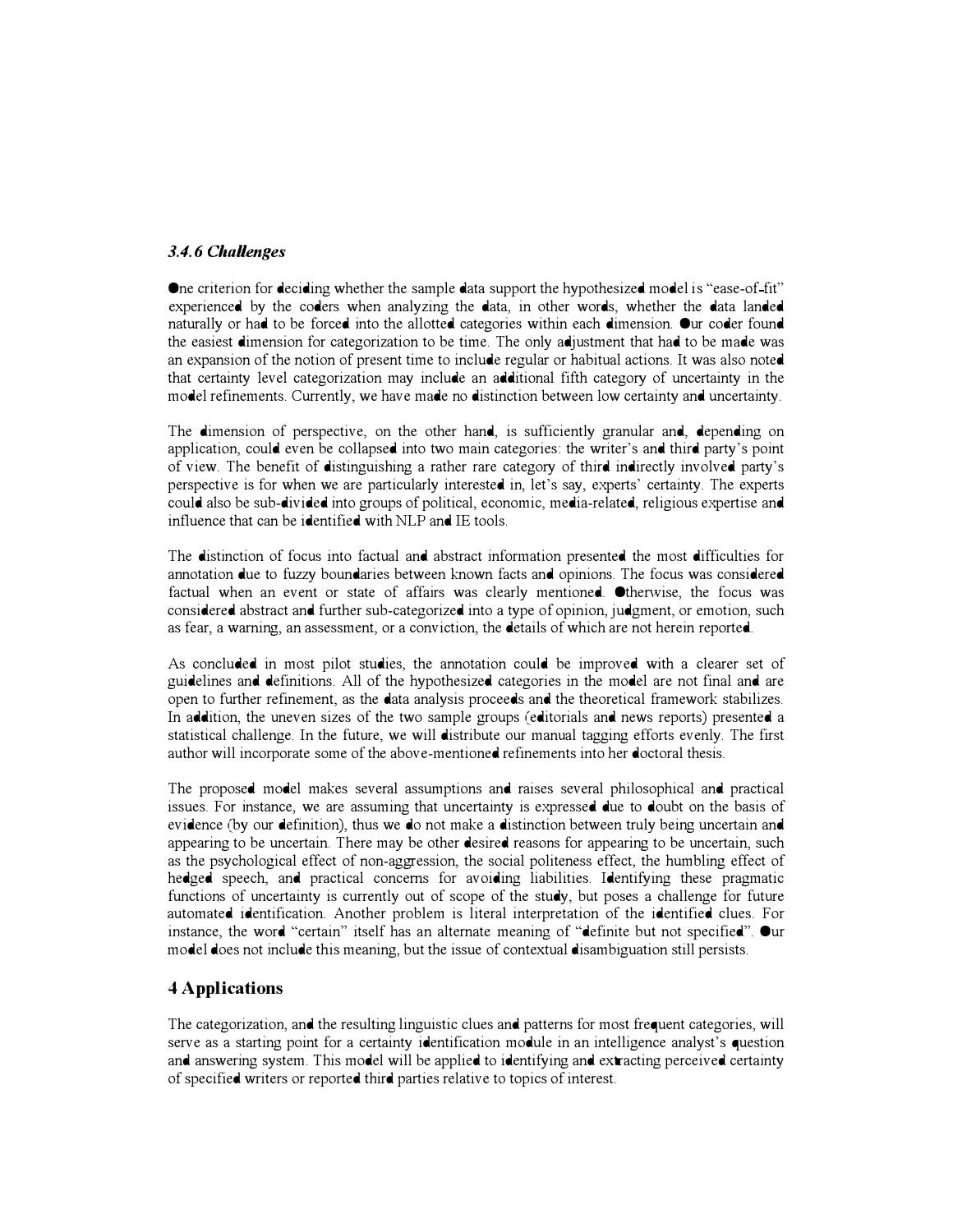### *3.4.6 Challenges*

One criterion for deciding whether the sample data support the hypothesized model is "ease-of-fit" experienced by the coders when analyzing the data, in other words, whether the data landed naturally or had to be forced into the allotted categories within each dimension. Our coder found the easiest dimension for categorization to be time. The only adjustment that had to be made was an expansion of the notion of present time to include regular or habitual actions. It was also noted that certainty level categorization may include an additional fifth category of uncertainty in the model refinements. Currently, we have made no distinction between low certainty and uncertainty.

The dimension of perspective, on the other hand, is sufficiently granular and, depending on application, could even be collapsed into two main categories: the writer's and third party's point of view. The benefit of distinguishing a rather rare category of third indirectly involved party's perspective is for when we are particularly interested in, let's say, experts' certainty. The experts could also be sub-divided into groups of political, economic, media-related, religious expertise and influence that can be identified with NLP and IE tools.

The distinction of focus into factual and abstract information presented the most difficulties for annotation due to fuzzy boundaries between known facts and opinions. The focus was considered factual when an event or state of affairs was clearly mentioned. Otherwise, the focus was considered abstract and further sub-categorized into a type of opinion, judgment, or emotion, such as fear, a warning, an assessment, or a conviction, the details of which are not herein reported.

As concluded in most pilot studies, the annotation could be improved with a clearer set of guidelines and definitions. All of the hypothesized categories in the model are not final and are open to further refinement, as the data analysis proceeds and the theoretical framework stabilizes. In addition, the uneven sizes of the two sample groups (editorials and news reports) presented a statistical challenge. In the future, we will distribute our manual tagging efforts evenly. The first author will incorporate some of the above-mentioned refinements into her doctoral thesis.

The proposed model makes several assumptions and raises several philosophical and practical issues. For instance, we are assuming that uncertainty is expressed due to doubt on the basis of evidence (by our definition), thus we do not make a distinction between truly being uncertain and appearing to be uncertain. There may be other desired reasons for appearing to be uncertain, such as the psychological effect of non-aggression, the social politeness effect, the humbling effect of hedged speech, and practical concerns for avoiding liabilities. Identifying these pragmatic functions of uncertainty is currently out of scope of the study, but poses a challenge for future automated identification. Another problem is literal interpretation of the identified clues. For instance, the word "certain" itself has an alternate meaning of "definite but not specified". Our model does not include this meaning, but the issue of contextual disambiguation still persists.

## 4 Applications

The categorization, and the resulting linguistic clues and patterns for most frequent categories, will serve as a starting point for a certainty identification module in an intelligence analyst's question and answering system. This model will be applied to identifying and extracting perceived certainty of specified writers or reported third parties relative to topics of interest.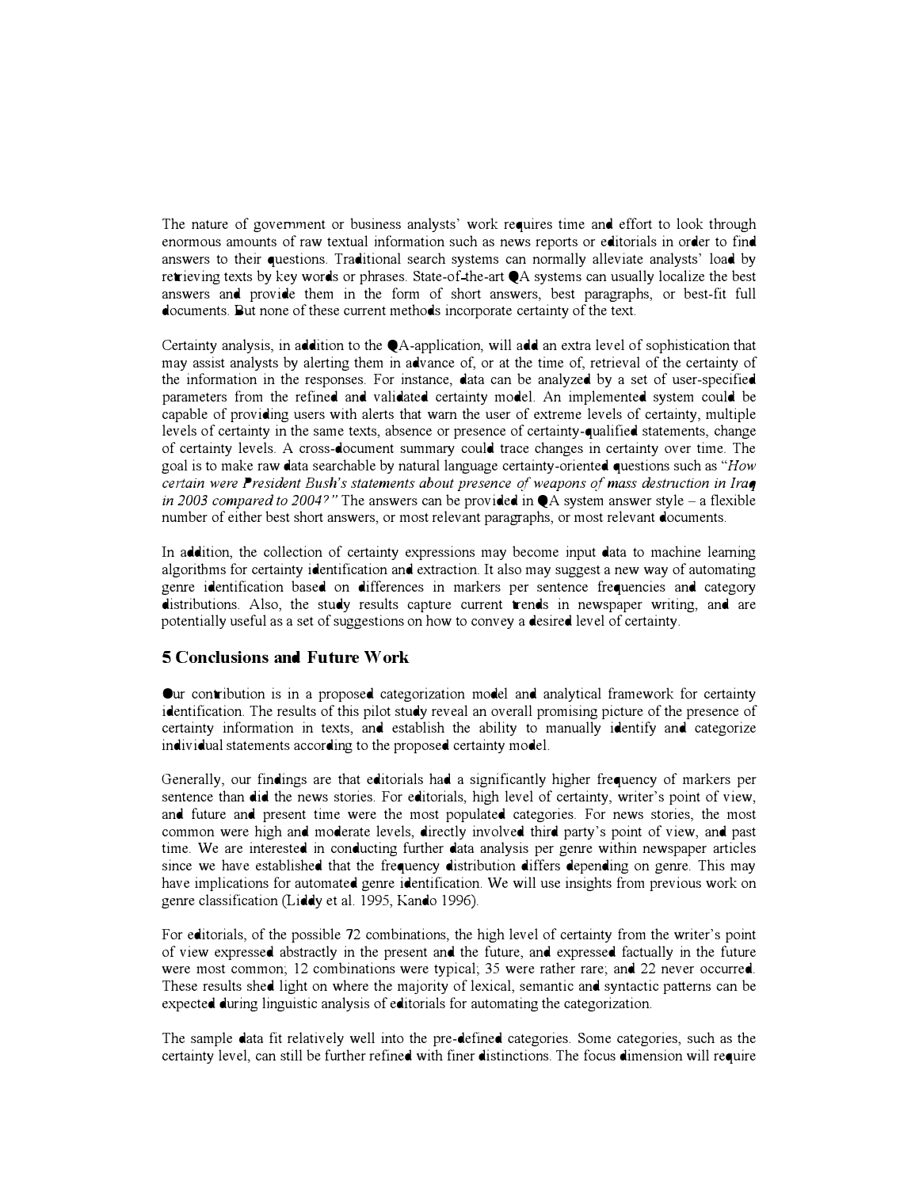The nature of government or business analysts' work requires time and effort to look through enormous amounts of raw textual information such as news reports or editorials in order to find answers to their questions. Traditional search systems can normally alleviate analysts' load by retrieving texts by key words or phrases. State-of-the-art QA systems can usually localize the best answers and provide them in the form of short answers, best paragraphs, or best-fit full documents. But none of these current methods incorporate certainty of the text.

Certainty analysis, in addition to the QA-application, will add an extra level of sophistication that may assist analysts by alerting them in advance of, or at the time of, retrieval of the certainty of the information in the responses. For instance, data can be analyzed by a set of user-specified parameters from the refined and validated certainty model. An implemented system could be capable of providing users with alerts that warn the user of extreme levels of certainty, multiple levels of certainty in the same texts, absence or presence of certainty-qualified statements, change of certainty levels. A cross-document summary could trace changes in certainty over time. The goal is to make raw data searchable by natural language certainty-oriented questions such as "*How certain were President Bush's statements about presence of weapons of mass destruction in Iraq in 2003 compared to 2004?*" The answers can be provided in QA system answer style – a flexible number of either best short answers, or most relevant paragraphs, or most relevant documents.

In addition, the collection of certainty expressions may become input data to machine learning algorithms for certainty identification and extraction. It also may suggest a new way of automating genre identification based on differences in markers per sentence frequencies and category distributions. Also, the study results capture current trends in newspaper writing, and are potentially useful as a set of suggestions on how to convey a desired level of certainty.

## 5 Conclusions and Future Work

Our contribution is in a proposed categorization model and analytical framework for certainty identification. The results of this pilot study reveal an overall promising picture of the presence of certainty information in texts, and establish the ability to manually identify and categorize individual statements according to the proposed certainty model.

Generally, our findings are that editorials had a significantly higher frequency of markers per sentence than did the news stories. For editorials, high level of certainty, writer's point of view, and future and present time were the most populated categories. For news stories, the most common were high and moderate levels, directly involved third party's point of view, and past time. We are interested in conducting further data analysis per genre within newspaper articles since we have established that the frequency distribution differs depending on genre. This may have implications for automated genre identification. We will use insights from previous work on genre classification (Liddy et al. 1995, Kando 1996).

For editorials, of the possible 72 combinations, the high level of certainty from the writer's point of view expressed abstractly in the present and the future, and expressed factually in the future were most common; 12 combinations were typical; 35 were rather rare; and 22 never occurred. These results shed light on where the majority of lexical, semantic and syntactic patterns can be expected during linguistic analysis of editorials for automating the categorization.

The sample data fit relatively well into the pre-defined categories. Some categories, such as the certainty level, can still be further refined with finer distinctions. The focus dimension will require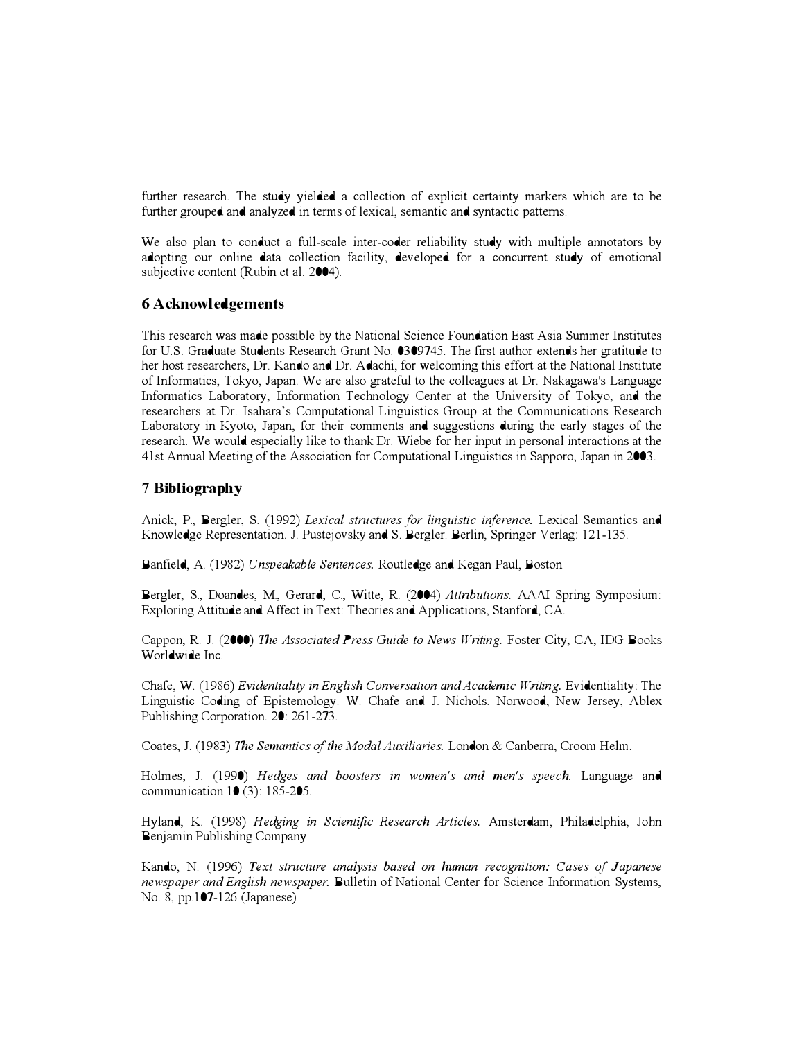further research. The study yielded a collection of explicit certainty markers which are to be further grouped and analyzed in terms of lexical, semantic and syntactic patterns.

We also plan to conduct a full-scale inter-coder reliability study with multiple annotators by adopting our online data collection facility, developed for a concurrent study of emotional subjective content (Rubin et al. 2004).

## 6 Acknowledgements

This research was made possible by the National Science Foundation East Asia Summer Institutes for U.S. Graduate Students Research Grant No. 0309745. The first author extends her gratitude to her host researchers, Dr. Kando and Dr. Adachi, for welcoming this effort at the National Institute of Informatics, Tokyo, Japan. We are also grateful to the colleagues at Dr. Nakagawa's Language Informatics Laboratory, Information Technology Center at the University of Tokyo, and the researchers at Dr. Isahara's Computational Linguistics Group at the Communications Research Laboratory in Kyoto, Japan, for their comments and suggestions during the early stages of the research. We would especially like to thank Dr. Wiebe for her input in personal interactions at the 41st Annual Meeting of the Association for Computational Linguistics in Sapporo, Japan in 2003.

## 7 Bibliography

Anick, P., Bergler, S. (1992) *Lexical structures for linguistic inference.* Lexical Semantics and Knowledge Representation. J. Pustejovsky and S. Bergler. Berlin, Springer Verlag: 121-135.

Banfield, A. (1982) *Unspeakable Sentences.* Routledge and Kegan Paul, Boston

Bergler, S., Doandes, M., Gerard, C., Witte, R. (2004) *Attributions.* AAAI Spring Symposium: Exploring Attitude and Affect in Text: Theories and Applications, Stanford, CA.

Cappon, R. J. (2000) *The Associated Press Guide to News Writing.* Foster City, CA, IDG Books Worldwide Inc.

Chafe, W. (1986) *Evidentiality in English Conversation and Academic Writing.* Evidentiality: The Linguistic Coding of Epistemology. W. Chafe and J. Nichols. Norwood, New Jersey, Ablex Publishing Corporation. 20: 261-273.

Coates, J. (1983) *The Semantics of the Modal Auxiliaries.* London & Canberra, Croom Helm.

Holmes, J. (1990) *Hedges and boosters in women's and men's speech.* Language and communication 10 (3): 185-205.

Hyland, K. (1998) *Hedging in Scientific Research Articles.* Amsterdam, Philadelphia, John Benjamin Publishing Company.

Kando, N. (1996) *Text structure analysis based on human recognition: Cases of Japanese newspaper and English newspaper.* Bulletin of National Center for Science Information Systems, No. 8, pp.107-126 (Japanese)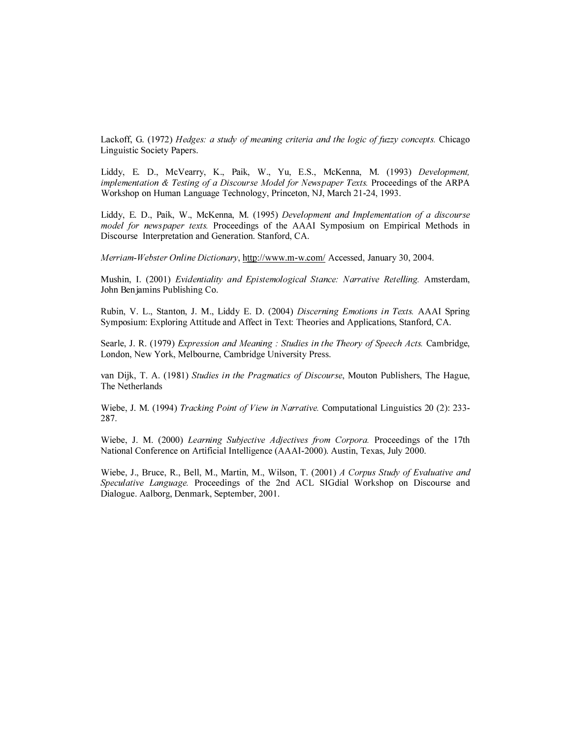Lackoff, G. (1972) *Hedges: a study of meaning criteria and the logic of fuzzy concepts.* Chicago Linguistic Society Papers.

Liddy, E. D., McVearry, K., Paik, W., Yu, E.S., McKenna, M. (1993) *Development, implementation & Testing of a Discourse Model for Newspaper Texts.* Proceedings of the ARPA Workshop on Human Language Technology, Princeton, NJ, March 21-24, 1993.

Liddy, E. D., Paik, W., McKenna, M. (1995) *Development and Implementation of a discourse model for newspaper texts.* Proceedings of the AAAI Symposium on Empirical Methods in Discourse Interpretation and Generation. Stanford, CA.

*Merriam-Webster Online Dictionary*, http://www.m-w.com/ Accessed, January 30, 2004.

Mushin, I. (2001) *Evidentiality and Epistemological Stance: Narrative Retelling.* Amsterdam, John Benjamins Publishing Co.

Rubin, V. L., Stanton, J. M., Liddy E. D. (2004) *Discerning Emotions in Texts.* AAAI Spring Symposium: Exploring Attitude and Affect in Text: Theories and Applications, Stanford, CA.

Searle, J. R. (1979) *Expression and Meaning : Studies in the Theory of Speech Acts.* Cambridge, London, New York, Melbourne, Cambridge University Press.

van Dijk, T. A. (1981) *Studies in the Pragmatics of Discourse*, Mouton Publishers, The Hague, The Netherlands

Wiebe, J. M. (1994) *Tracking Point of View in Narrative.* Computational Linguistics 20 (2): 233-287.

Wiebe, J. M. (2000) *Learning Subjective Adjectives from Corpora.* Proceedings of the 17th National Conference on Artificial Intelligence (AAAI-2000). Austin, Texas, July 2000.

Wiebe, J., Bruce, R., Bell, M., Martin, M., Wilson, T. (2001) *A Corpus Study of Evaluative and Speculative Language.* Proceedings of the 2nd ACL SIGdial Workshop on Discourse and Dialogue. Aalborg, Denmark, September, 2001.